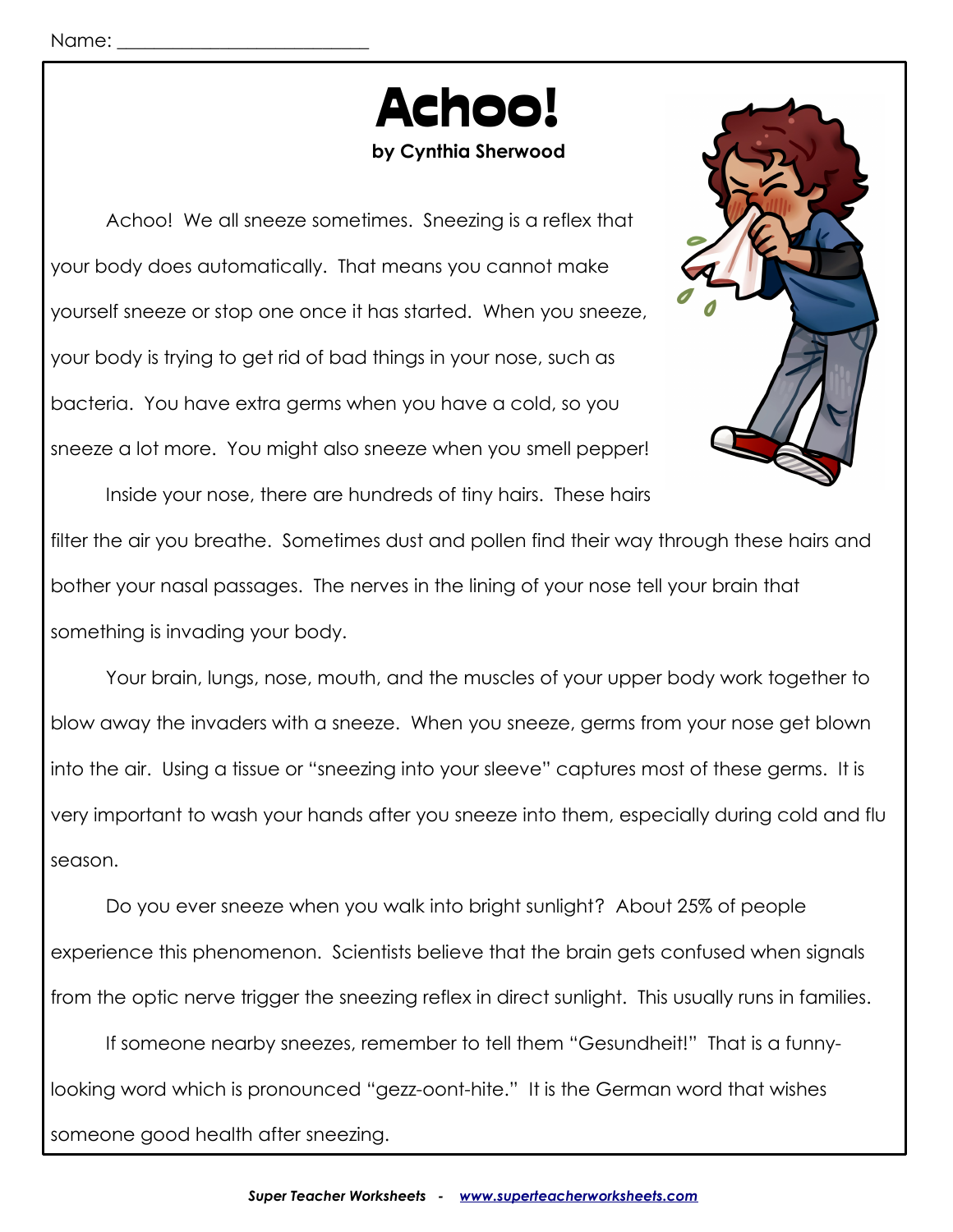Name: ___________________________

# Achoo!

**by Cynthia Sherwood**

Achoo! We all sneeze sometimes. Sneezing is a reflex that your body does automatically. That means you cannot make yourself sneeze or stop one once it has started. When you sneeze, your body is trying to get rid of bad things in your nose, such as bacteria. You have extra germs when you have a cold, so you sneeze a lot more. You might also sneeze when you smell pepper!

Inside your nose, there are hundreds of tiny hairs. These hairs filter the air you breathe. Sometimes dust and pollen find their way through these hairs and bother your nasal passages. The nerves in the lining of your nose tell your brain that something is invading your body.

Your brain, lungs, nose, mouth, and the muscles of your upper body work together to blow away the invaders with a sneeze. When you sneeze, germs from your nose get blown into the air. Using a tissue or "sneezing into your sleeve" captures most of these germs. It is very important to wash your hands after you sneeze into them, especially during cold and flu season.

Do you ever sneeze when you walk into bright sunlight? About 25% of people experience this phenomenon. Scientists believe that the brain gets confused when signals from the optic nerve trigger the sneezing reflex in direct sunlight. This usually runs in families.

If someone nearby sneezes, remember to tell them "Gesundheit!" That is a funny-looking word which is pronounced "gezz-oont-hite." It is the German word that wishes someone good health after sneezing.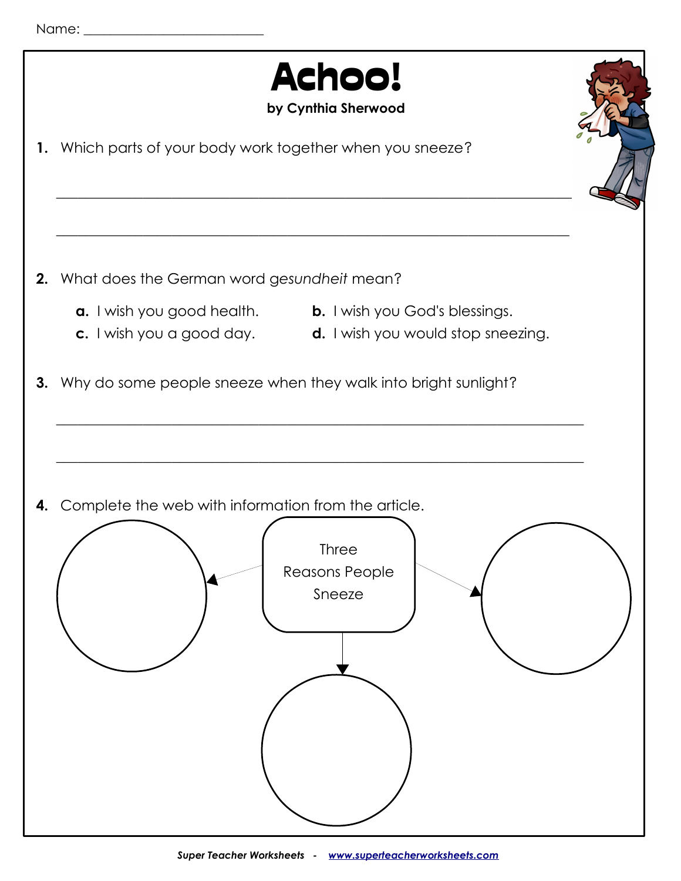Name: ___________________________

# Achoo!

**by Cynthia Sherwood**

**1.** Which parts of your body work together when you sneeze?

______________________________________________________________________

______________________________________________________________________

**2.** What does the German word *gesundheit* mean?

**a.** I wish you good health.  **b.** I wish you God's blessings.

**c.** I wish you a good day.  **d.** I wish you would stop sneezing.

**3.** Why do some people sneeze when they walk into bright sunlight?

______________________________________________________________________

______________________________________________________________________

**4.** Complete the web with information from the article.

Three Reasons People Sneeze

Super Teacher Worksheets - www.superteacherworksheets.com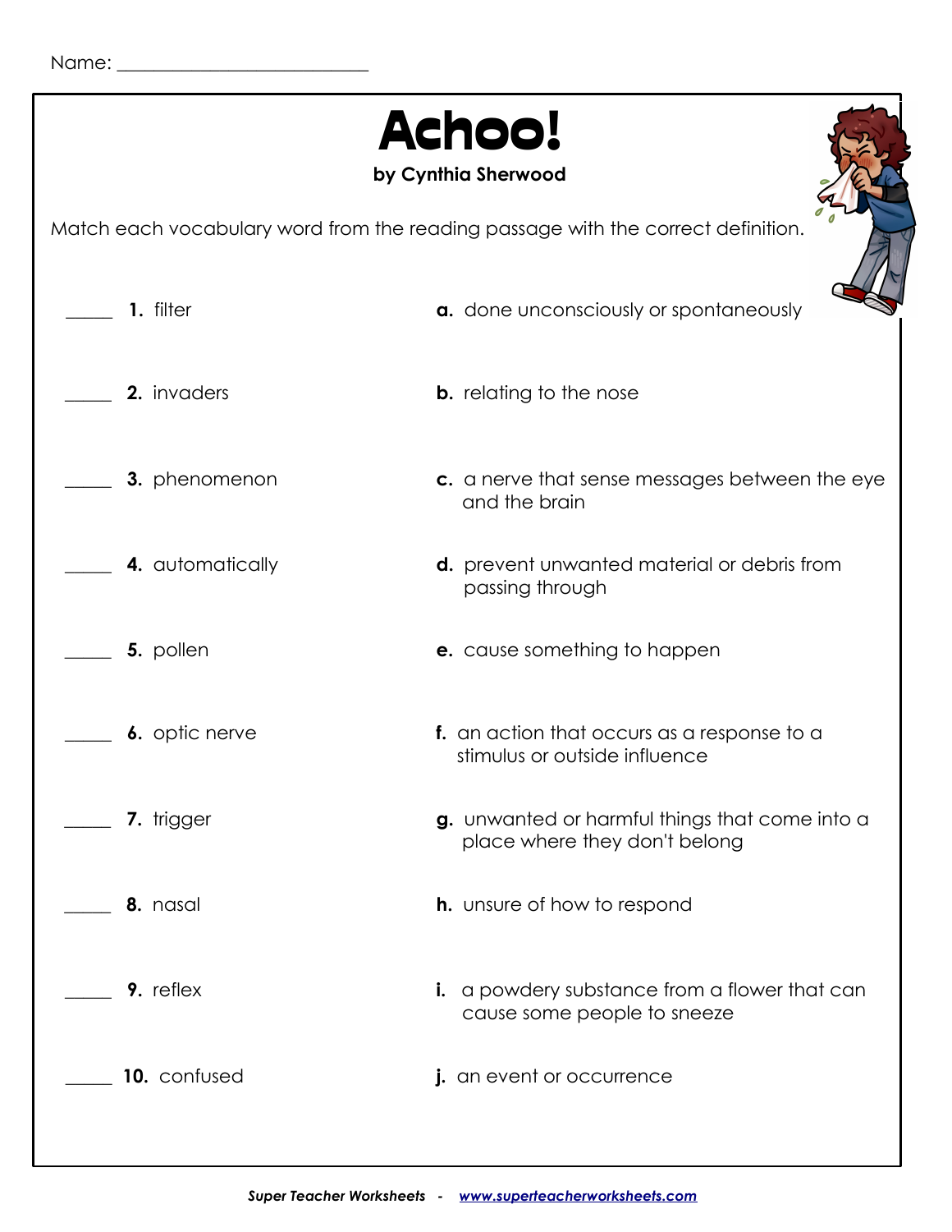Name: ___________________________

# Achoo!

**by Cynthia Sherwood**

Match each vocabulary word from the reading passage with the correct definition.

| | |
|---|---|
| _____ **1.** filter | **a.** done unconsciously or spontaneously |
| _____ **2.** invaders | **b.** relating to the nose |
| _____ **3.** phenomenon | **c.** a nerve that sense messages between the eye and the brain |
| _____ **4.** automatically | **d.** prevent unwanted material or debris from passing through |
| _____ **5.** pollen | **e.** cause something to happen |
| _____ **6.** optic nerve | **f.** an action that occurs as a response to a stimulus or outside influence |
| _____ **7.** trigger | **g.** unwanted or harmful things that come into a place where they don't belong |
| _____ **8.** nasal | **h.** unsure of how to respond |
| _____ **9.** reflex | **i.** a powdery substance from a flower that can cause some people to sneeze |
| _____ **10.** confused | **j.** an event or occurrence |

*Super Teacher Worksheets - www.superteacherworksheets.com*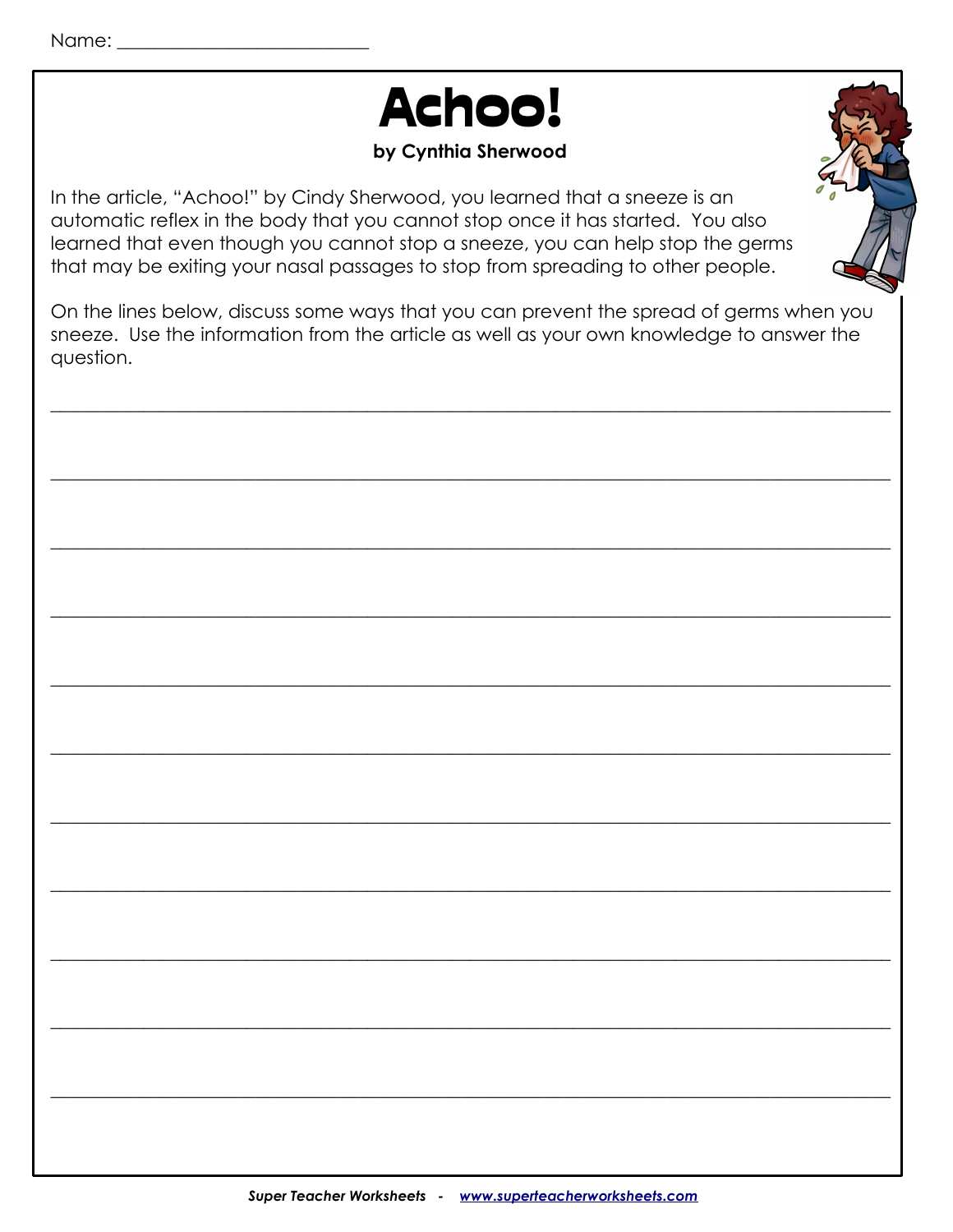Name: ___________________________

# Achoo!

**by Cynthia Sherwood**

In the article, "Achoo!" by Cindy Sherwood, you learned that a sneeze is an automatic reflex in the body that you cannot stop once it has started. You also learned that even though you cannot stop a sneeze, you can help stop the germs that may be exiting your nasal passages to stop from spreading to other people.

On the lines below, discuss some ways that you can prevent the spread of germs when you sneeze. Use the information from the article as well as your own knowledge to answer the question.

_______________________________________________________________________________

_______________________________________________________________________________

_______________________________________________________________________________

_______________________________________________________________________________

_______________________________________________________________________________

_______________________________________________________________________________

_______________________________________________________________________________

_______________________________________________________________________________

_______________________________________________________________________________

_______________________________________________________________________________

_______________________________________________________________________________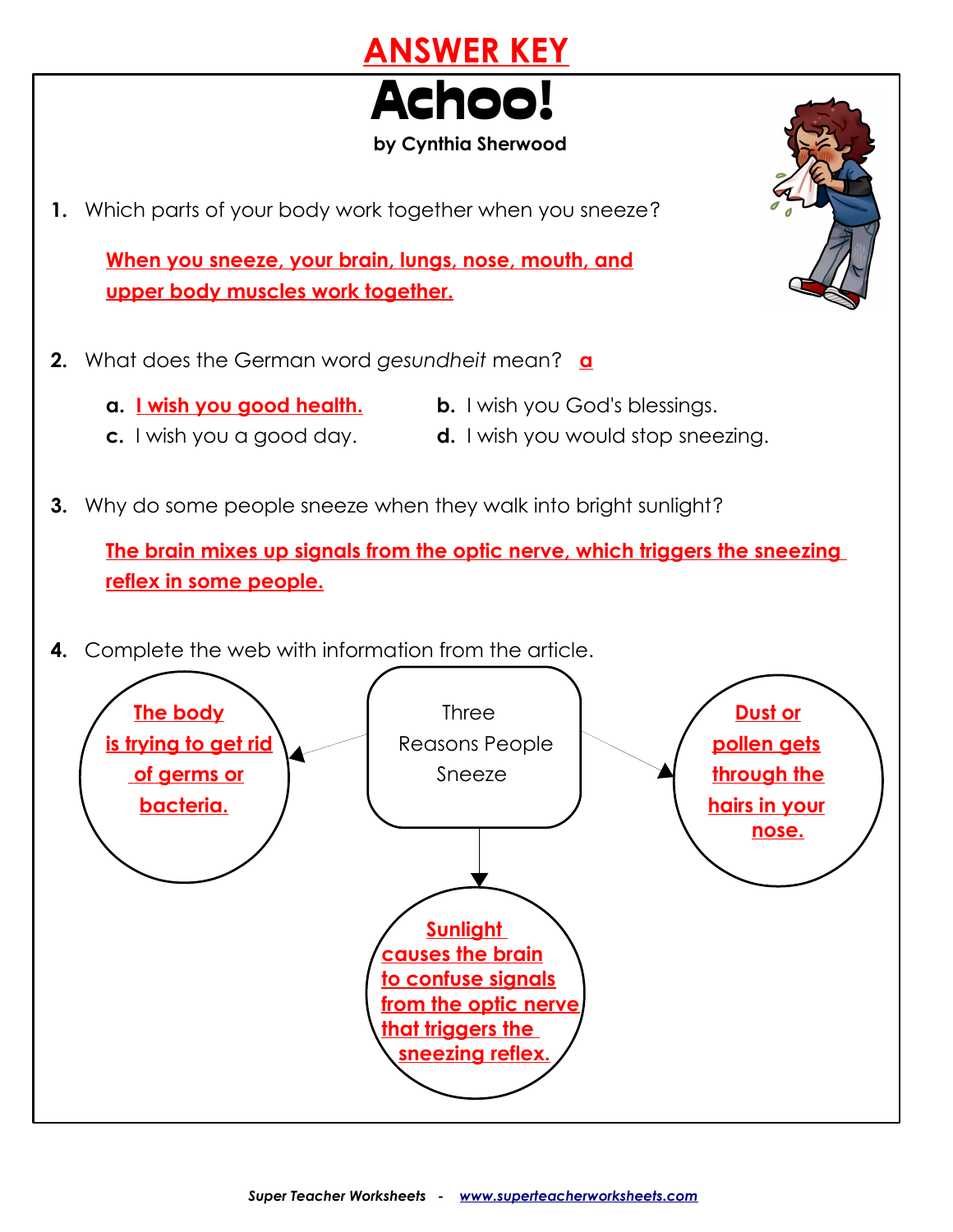# ANSWER KEY

# Achoo!

**by Cynthia Sherwood**

**1.** Which parts of your body work together when you sneeze?

When you sneeze, your brain, lungs, nose, mouth, and upper body muscles work together.

**2.** What does the German word *gesundheit* mean? a

**a.** I wish you good health.
**b.** I wish you God's blessings.
**c.** I wish you a good day.
**d.** I wish you would stop sneezing.

**3.** Why do some people sneeze when they walk into bright sunlight?

The brain mixes up signals from the optic nerve, which triggers the sneezing reflex in some people.

**4.** Complete the web with information from the article.

Three Reasons People Sneeze

The body is trying to get rid of germs or bacteria.

Dust or pollen gets through the hairs in your nose.

Sunlight causes the brain to confuse signals from the optic nerve that triggers the sneezing reflex.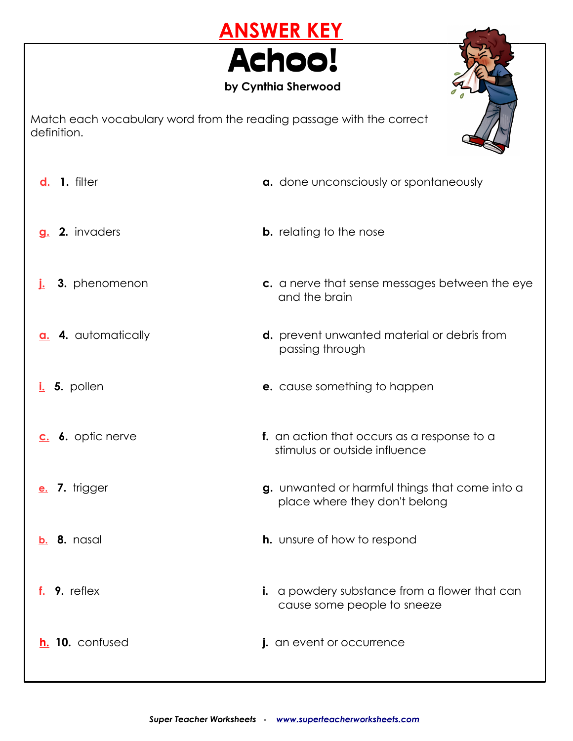# ANSWER KEY

# Achoo!

**by Cynthia Sherwood**

Match each vocabulary word from the reading passage with the correct definition.

| | |
|---|---|
| d. **1.** filter | **a.** done unconsciously or spontaneously |
| g. **2.** invaders | **b.** relating to the nose |
| j. **3.** phenomenon | **c.** a nerve that sense messages between the eye and the brain |
| a. **4.** automatically | **d.** prevent unwanted material or debris from passing through |
| i. **5.** pollen | **e.** cause something to happen |
| c. **6.** optic nerve | **f.** an action that occurs as a response to a stimulus or outside influence |
| e. **7.** trigger | **g.** unwanted or harmful things that come into a place where they don't belong |
| b. **8.** nasal | **h.** unsure of how to respond |
| f. **9.** reflex | **i.** a powdery substance from a flower that can cause some people to sneeze |
| h. **10.** confused | **j.** an event or occurrence |

*Super Teacher Worksheets - www.superteacherworksheets.com*